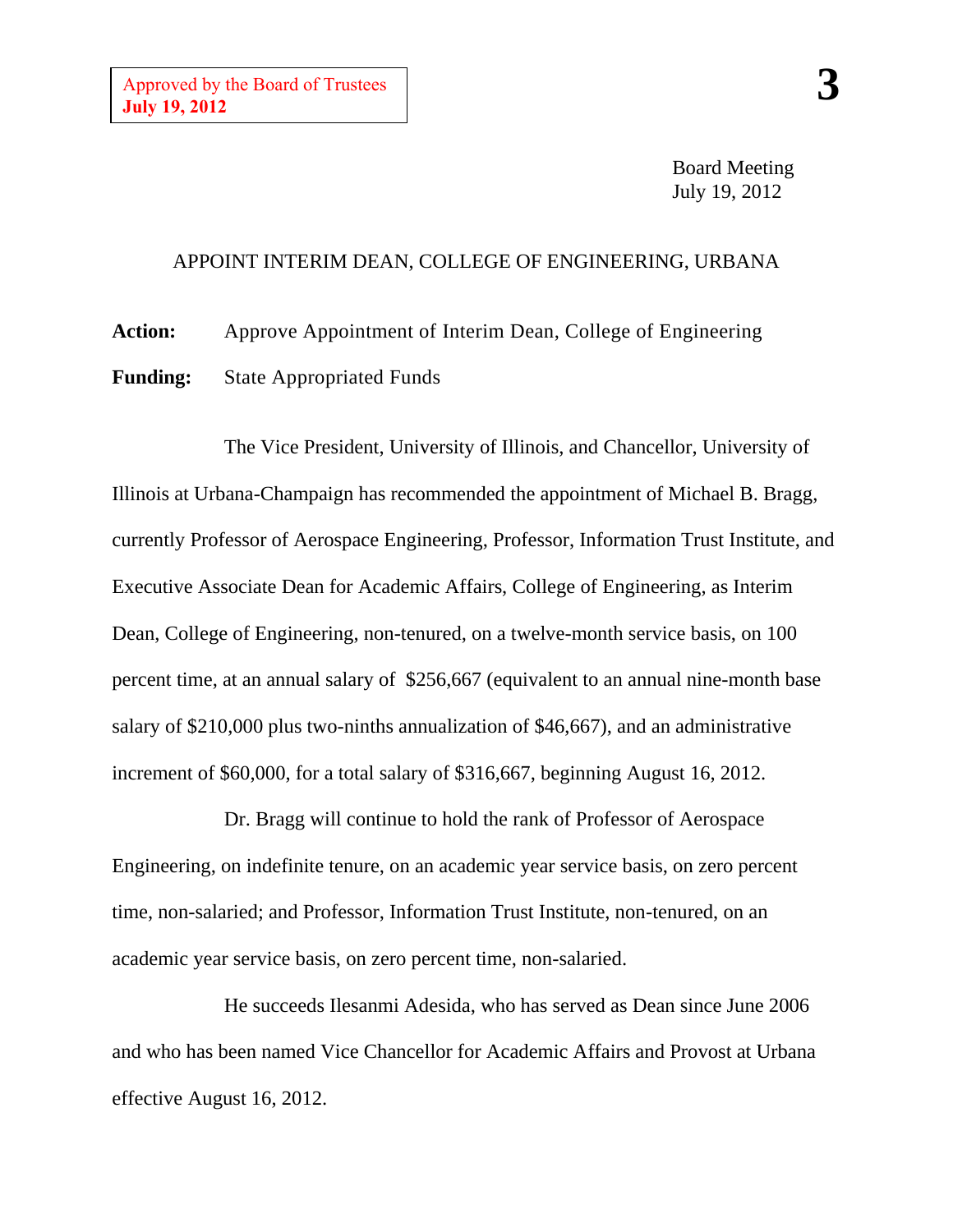Approved by the Board of Trustees
**July 19, 2012**

**3**

Board Meeting
July 19, 2012

## APPOINT INTERIM DEAN, COLLEGE OF ENGINEERING, URBANA

**Action:** Approve Appointment of Interim Dean, College of Engineering

**Funding:** State Appropriated Funds

The Vice President, University of Illinois, and Chancellor, University of Illinois at Urbana-Champaign has recommended the appointment of Michael B. Bragg, currently Professor of Aerospace Engineering, Professor, Information Trust Institute, and Executive Associate Dean for Academic Affairs, College of Engineering, as Interim Dean, College of Engineering, non-tenured, on a twelve-month service basis, on 100 percent time, at an annual salary of $256,667 (equivalent to an annual nine-month base salary of $210,000 plus two-ninths annualization of $46,667), and an administrative increment of $60,000, for a total salary of $316,667, beginning August 16, 2012.

Dr. Bragg will continue to hold the rank of Professor of Aerospace Engineering, on indefinite tenure, on an academic year service basis, on zero percent time, non-salaried; and Professor, Information Trust Institute, non-tenured, on an academic year service basis, on zero percent time, non-salaried.

He succeeds Ilesanmi Adesida, who has served as Dean since June 2006 and who has been named Vice Chancellor for Academic Affairs and Provost at Urbana effective August 16, 2012.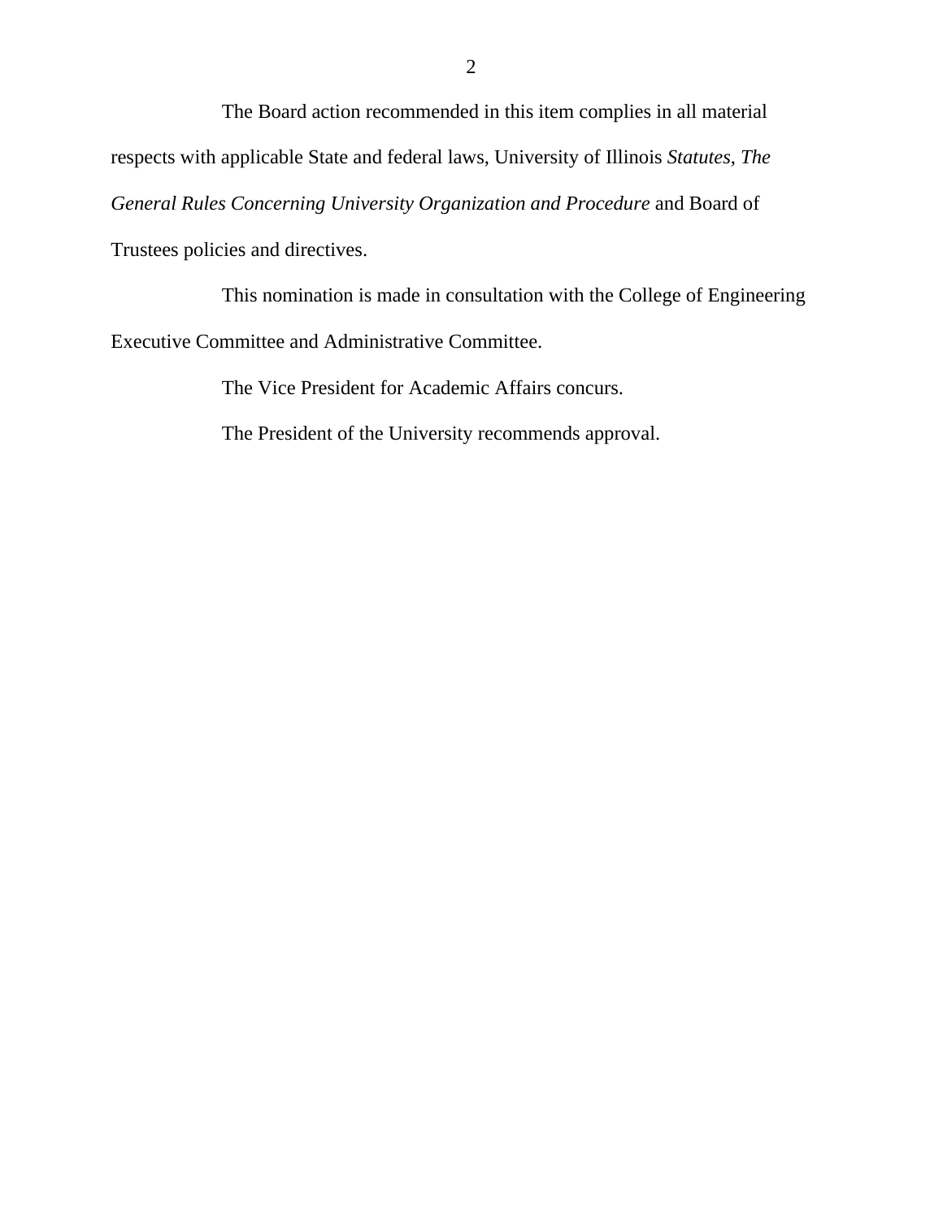The Board action recommended in this item complies in all material respects with applicable State and federal laws, University of Illinois *Statutes*, *The General Rules Concerning University Organization and Procedure* and Board of Trustees policies and directives.

This nomination is made in consultation with the College of Engineering Executive Committee and Administrative Committee.

The Vice President for Academic Affairs concurs.

The President of the University recommends approval.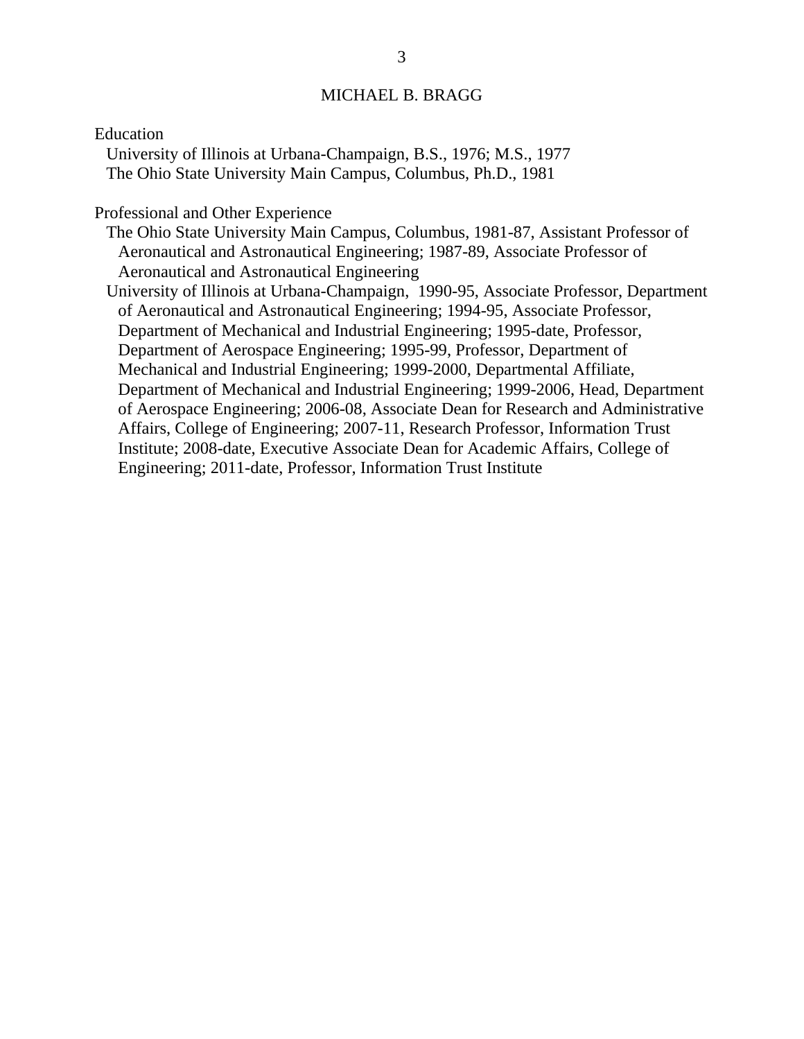MICHAEL B. BRAGG

Education

University of Illinois at Urbana-Champaign, B.S., 1976; M.S., 1977
The Ohio State University Main Campus, Columbus, Ph.D., 1981

Professional and Other Experience

The Ohio State University Main Campus, Columbus, 1981-87, Assistant Professor of Aeronautical and Astronautical Engineering; 1987-89, Associate Professor of Aeronautical and Astronautical Engineering

University of Illinois at Urbana-Champaign, 1990-95, Associate Professor, Department of Aeronautical and Astronautical Engineering; 1994-95, Associate Professor, Department of Mechanical and Industrial Engineering; 1995-date, Professor, Department of Aerospace Engineering; 1995-99, Professor, Department of Mechanical and Industrial Engineering; 1999-2000, Departmental Affiliate, Department of Mechanical and Industrial Engineering; 1999-2006, Head, Department of Aerospace Engineering; 2006-08, Associate Dean for Research and Administrative Affairs, College of Engineering; 2007-11, Research Professor, Information Trust Institute; 2008-date, Executive Associate Dean for Academic Affairs, College of Engineering; 2011-date, Professor, Information Trust Institute